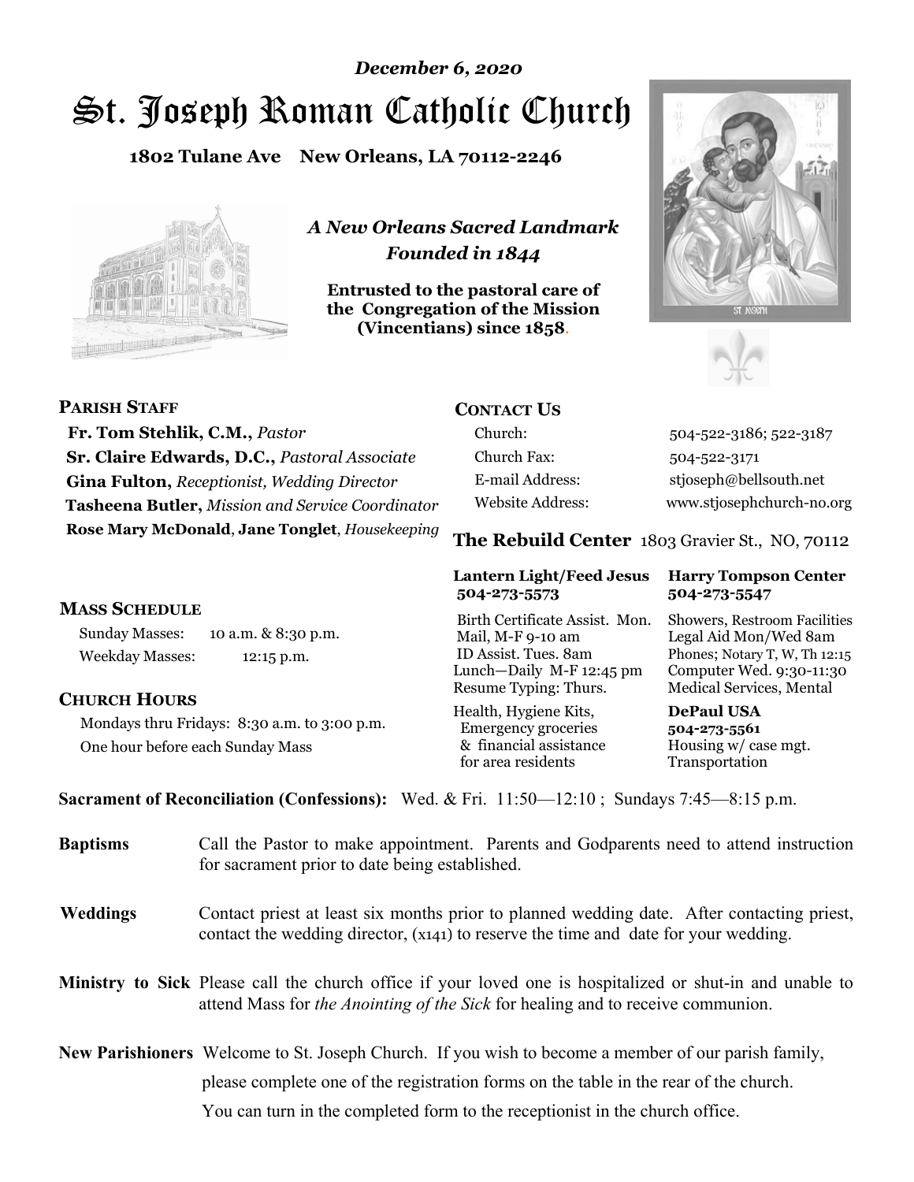*December 6, 2020*

# St. Joseph Roman Catholic Church

**1802 Tulane Ave New Orleans, LA 70112-2246**

*A New Orleans Sacred Landmark*
*Founded in 1844*

**Entrusted to the pastoral care of the Congregation of the Mission (Vincentians) since 1858.**

## PARISH STAFF

**Fr. Tom Stehlik, C.M.,** *Pastor*
**Sr. Claire Edwards, D.C.,** *Pastoral Associate*
**Gina Fulton,** *Receptionist, Wedding Director*
**Tasheena Butler,** *Mission and Service Coordinator*
**Rose Mary McDonald**, **Jane Tonglet**, *Housekeeping*

## CONTACT US

| | |
|---|---|
| Church: | 504-522-3186; 522-3187 |
| Church Fax: | 504-522-3171 |
| E-mail Address: | stjoseph@bellsouth.net |
| Website Address: | www.stjosephchurch-no.org |

## MASS SCHEDULE

Sunday Masses: 10 a.m. & 8:30 p.m.
Weekday Masses: 12:15 p.m.

## CHURCH HOURS

Mondays thru Fridays: 8:30 a.m. to 3:00 p.m.
One hour before each Sunday Mass

## The Rebuild Center 1803 Gravier St., NO, 70112

| Lantern Light/Feed Jesus 504-273-5573 | Harry Tompson Center 504-273-5547 |
|---|---|
| Birth Certificate Assist. Mon.<br>Mail, M-F 9-10 am<br>ID Assist. Tues. 8am<br>Lunch—Daily M-F 12:45 pm<br>Resume Typing: Thurs. | Showers, Restroom Facilities<br>Legal Aid Mon/Wed 8am<br>Phones; Notary T, W, Th 12:15<br>Computer Wed. 9:30-11:30<br>Medical Services, Mental |
| Health, Hygiene Kits,<br>Emergency groceries<br>& financial assistance<br>for area residents | **DePaul USA**<br>**504-273-5561**<br>Housing w/ case mgt.<br>Transportation |

**Sacrament of Reconciliation (Confessions):** Wed. & Fri. 11:50—12:10 ; Sundays 7:45—8:15 p.m.

**Baptisms** Call the Pastor to make appointment. Parents and Godparents need to attend instruction for sacrament prior to date being established.

**Weddings** Contact priest at least six months prior to planned wedding date. After contacting priest, contact the wedding director, (x141) to reserve the time and date for your wedding.

**Ministry to Sick** Please call the church office if your loved one is hospitalized or shut-in and unable to attend Mass for *the Anointing of the Sick* for healing and to receive communion.

**New Parishioners** Welcome to St. Joseph Church. If you wish to become a member of our parish family, please complete one of the registration forms on the table in the rear of the church. You can turn in the completed form to the receptionist in the church office.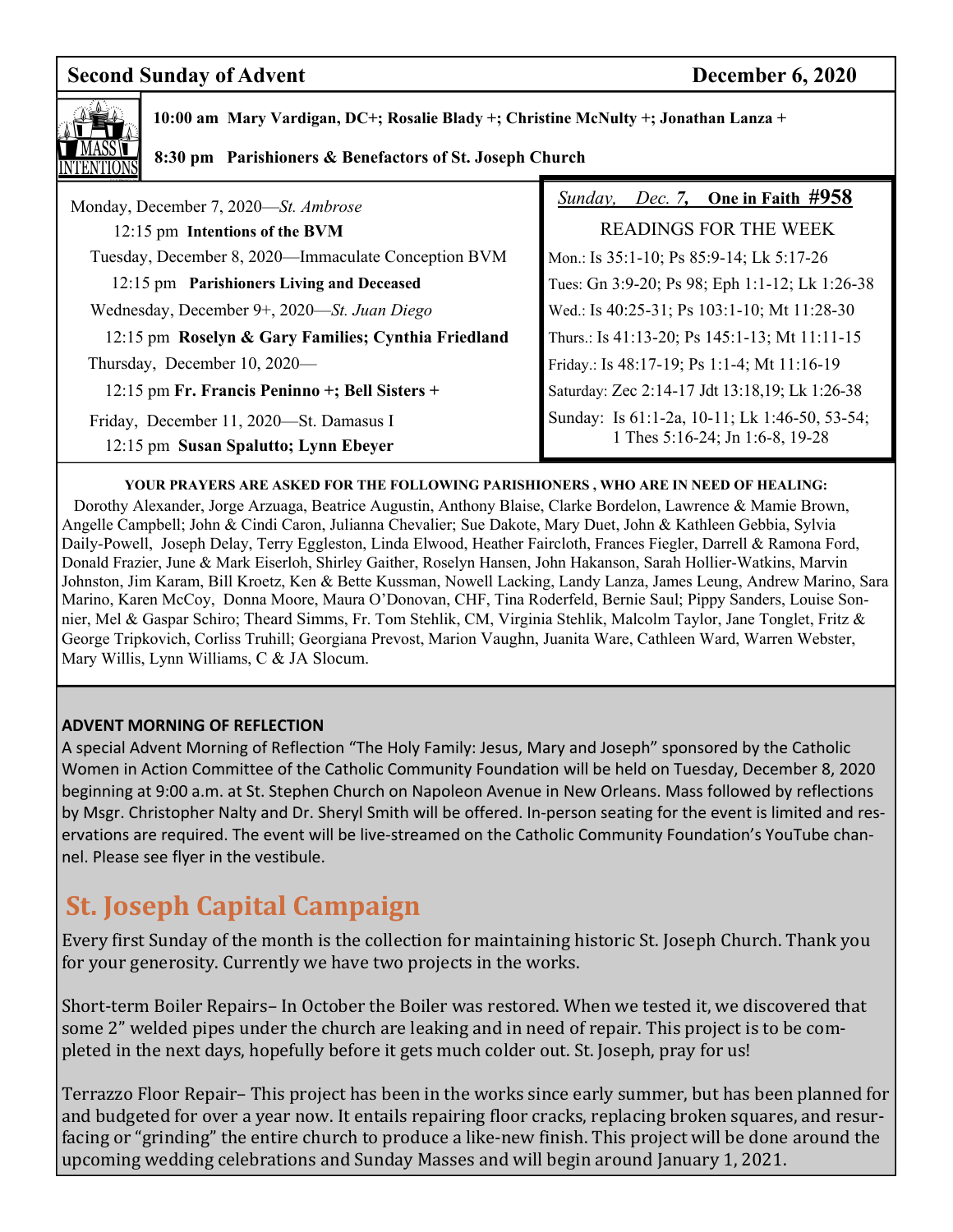## Second Sunday of Advent — December 6, 2020

**MASS INTENTIONS**

**10:00 am Mary Vardigan, DC+; Rosalie Blady +; Christine McNulty +; Jonathan Lanza +**

**8:30 pm Parishioners & Benefactors of St. Joseph Church**

Monday, December 7, 2020—*St. Ambrose*
12:15 pm **Intentions of the BVM**

Tuesday, December 8, 2020—Immaculate Conception BVM
12:15 pm **Parishioners Living and Deceased**

Wednesday, December 9+, 2020—*St. Juan Diego*
12:15 pm **Roselyn & Gary Families; Cynthia Friedland**

Thursday, December 10, 2020—
12:15 pm **Fr. Francis Peninno +; Bell Sisters +**

Friday, December 11, 2020—St. Damasus I
12:15 pm **Susan Spalutto; Lynn Ebeyer**

*Sunday, Dec. 7,* **One in Faith #958**

READINGS FOR THE WEEK

Mon.: Is 35:1-10; Ps 85:9-14; Lk 5:17-26
Tues: Gn 3:9-20; Ps 98; Eph 1:1-12; Lk 1:26-38
Wed.: Is 40:25-31; Ps 103:1-10; Mt 11:28-30
Thurs.: Is 41:13-20; Ps 145:1-13; Mt 11:11-15
Friday.: Is 48:17-19; Ps 1:1-4; Mt 11:16-19
Saturday: Zec 2:14-17 Jdt 13:18,19; Lk 1:26-38
Sunday: Is 61:1-2a, 10-11; Lk 1:46-50, 53-54; 1 Thes 5:16-24; Jn 1:6-8, 19-28

**YOUR PRAYERS ARE ASKED FOR THE FOLLOWING PARISHIONERS , WHO ARE IN NEED OF HEALING:**

Dorothy Alexander, Jorge Arzuaga, Beatrice Augustin, Anthony Blaise, Clarke Bordelon, Lawrence & Mamie Brown, Angelle Campbell; John & Cindi Caron, Julianna Chevalier; Sue Dakote, Mary Duet, John & Kathleen Gebbia, Sylvia Daily-Powell, Joseph Delay, Terry Eggleston, Linda Elwood, Heather Faircloth, Frances Fiegler, Darrell & Ramona Ford, Donald Frazier, June & Mark Eiserloh, Shirley Gaither, Roselyn Hansen, John Hakanson, Sarah Hollier-Watkins, Marvin Johnston, Jim Karam, Bill Kroetz, Ken & Bette Kussman, Nowell Lacking, Landy Lanza, James Leung, Andrew Marino, Sara Marino, Karen McCoy, Donna Moore, Maura O'Donovan, CHF, Tina Roderfeld, Bernie Saul; Pippy Sanders, Louise Sonnier, Mel & Gaspar Schiro; Theard Simms, Fr. Tom Stehlik, CM, Virginia Stehlik, Malcolm Taylor, Jane Tonglet, Fritz & George Tripkovich, Corliss Truhill; Georgiana Prevost, Marion Vaughn, Juanita Ware, Cathleen Ward, Warren Webster, Mary Willis, Lynn Williams, C & JA Slocum.

**ADVENT MORNING OF REFLECTION**

A special Advent Morning of Reflection "The Holy Family: Jesus, Mary and Joseph" sponsored by the Catholic Women in Action Committee of the Catholic Community Foundation will be held on Tuesday, December 8, 2020 beginning at 9:00 a.m. at St. Stephen Church on Napoleon Avenue in New Orleans. Mass followed by reflections by Msgr. Christopher Nalty and Dr. Sheryl Smith will be offered. In-person seating for the event is limited and reservations are required. The event will be live-streamed on the Catholic Community Foundation's YouTube channel. Please see flyer in the vestibule.

## St. Joseph Capital Campaign

Every first Sunday of the month is the collection for maintaining historic St. Joseph Church. Thank you for your generosity. Currently we have two projects in the works.

Short-term Boiler Repairs– In October the Boiler was restored. When we tested it, we discovered that some 2" welded pipes under the church are leaking and in need of repair. This project is to be completed in the next days, hopefully before it gets much colder out. St. Joseph, pray for us!

Terrazzo Floor Repair– This project has been in the works since early summer, but has been planned for and budgeted for over a year now. It entails repairing floor cracks, replacing broken squares, and resurfacing or "grinding" the entire church to produce a like-new finish. This project will be done around the upcoming wedding celebrations and Sunday Masses and will begin around January 1, 2021.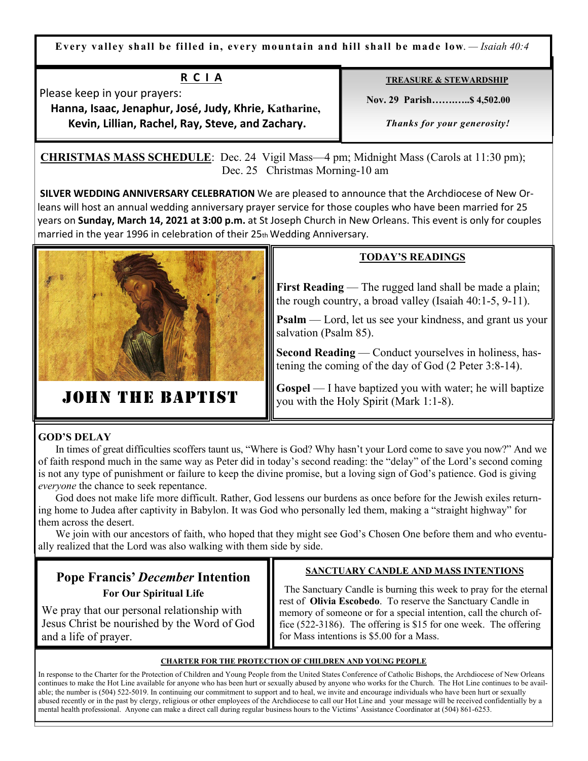**Every valley shall be filled in, every mountain and hill shall be made low**. — *Isaiah 40:4*

## R C I A

Please keep in your prayers:

**Hanna, Isaac, Jenaphur, José, Judy, Khrie, Katharine, Kevin, Lillian, Rachel, Ray, Steve, and Zachary.**

## TREASURE & STEWARDSHIP

**Nov. 29 Parish………..$ 4,502.00**

***Thanks for your generosity!***

**CHRISTMAS MASS SCHEDULE**: Dec. 24 Vigil Mass—4 pm; Midnight Mass (Carols at 11:30 pm);
Dec. 25 Christmas Morning-10 am

**SILVER WEDDING ANNIVERSARY CELEBRATION** We are pleased to announce that the Archdiocese of New Orleans will host an annual wedding anniversary prayer service for those couples who have been married for 25 years on **Sunday, March 14, 2021 at 3:00 p.m.** at St Joseph Church in New Orleans. This event is only for couples married in the year 1996 in celebration of their 25th Wedding Anniversary.

JOHN THE BAPTIST

## TODAY'S READINGS

**First Reading** — The rugged land shall be made a plain; the rough country, a broad valley (Isaiah 40:1-5, 9-11).

**Psalm** — Lord, let us see your kindness, and grant us your salvation (Psalm 85).

**Second Reading** — Conduct yourselves in holiness, hastening the coming of the day of God (2 Peter 3:8-14).

**Gospel** — I have baptized you with water; he will baptize you with the Holy Spirit (Mark 1:1-8).

## GOD'S DELAY

In times of great difficulties scoffers taunt us, "Where is God? Why hasn't your Lord come to save you now?" And we of faith respond much in the same way as Peter did in today's second reading: the "delay" of the Lord's second coming is not any type of punishment or failure to keep the divine promise, but a loving sign of God's patience. God is giving *everyone* the chance to seek repentance.

God does not make life more difficult. Rather, God lessens our burdens as once before for the Jewish exiles returning home to Judea after captivity in Babylon. It was God who personally led them, making a "straight highway" for them across the desert.

We join with our ancestors of faith, who hoped that they might see God's Chosen One before them and who eventually realized that the Lord was also walking with them side by side.

## Pope Francis' *December* Intention

**For Our Spiritual Life**

We pray that our personal relationship with Jesus Christ be nourished by the Word of God and a life of prayer.

## SANCTUARY CANDLE AND MASS INTENTIONS

The Sanctuary Candle is burning this week to pray for the eternal rest of **Olivia Escobedo**. To reserve the Sanctuary Candle in memory of someone or for a special intention, call the church office (522-3186). The offering is $15 for one week. The offering for Mass intentions is $5.00 for a Mass.

## CHARTER FOR THE PROTECTION OF CHILDREN AND YOUNG PEOPLE

In response to the Charter for the Protection of Children and Young People from the United States Conference of Catholic Bishops, the Archdiocese of New Orleans continues to make the Hot Line available for anyone who has been hurt or sexually abused by anyone who works for the Church. The Hot Line continues to be available; the number is (504) 522-5019. In continuing our commitment to support and to heal, we invite and encourage individuals who have been hurt or sexually abused recently or in the past by clergy, religious or other employees of the Archdiocese to call our Hot Line and your message will be received confidentially by a mental health professional. Anyone can make a direct call during regular business hours to the Victims' Assistance Coordinator at (504) 861-6253.